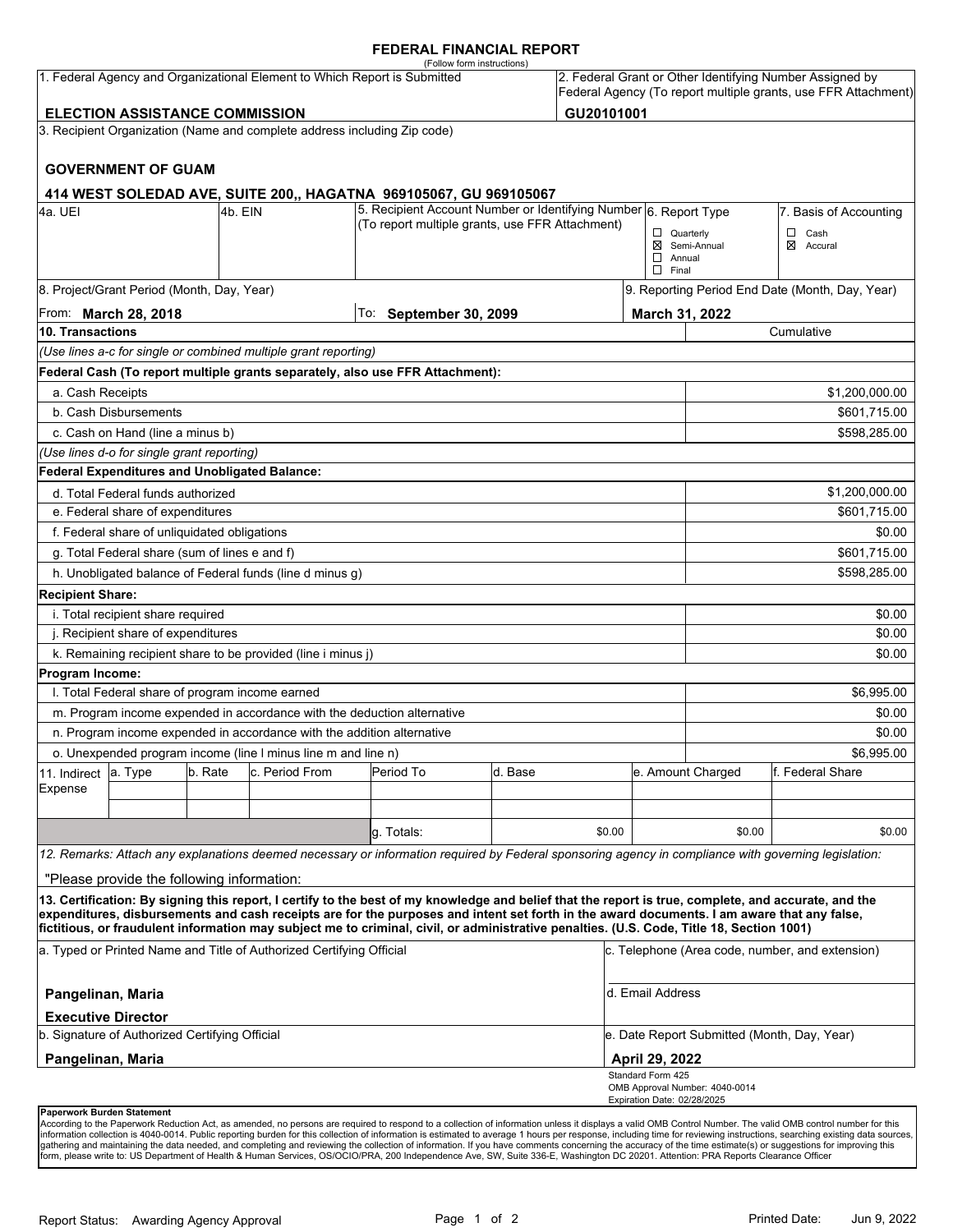# FEDERAL FINANCIAL REPORT

(Follow form instructions)

| 1. Federal Agency and Organizational Element to Which Report is Submitted | 2. Federal Grant or Other Identifying Number Assigned by Federal Agency (To report multiple grants, use FFR Attachment) |
|---|---|
| **ELECTION ASSISTANCE COMMISSION** | **GU20101001** |

3. Recipient Organization (Name and complete address including Zip code)

**GOVERNMENT OF GUAM**

**414 WEST SOLEDAD AVE, SUITE 200,, HAGATNA 969105067, GU 969105067**

| 4a. UEI | 4b. EIN | 5. Recipient Account Number or Identifying Number (To report multiple grants, use FFR Attachment) | 6. Report Type | 7. Basis of Accounting |
|---|---|---|---|---|
| | | | ☐ Quarterly<br>☒ Semi-Annual<br>☐ Annual<br>☐ Final | ☐ Cash<br>☒ Accural |

| 8. Project/Grant Period (Month, Day, Year) | | 9. Reporting Period End Date (Month, Day, Year) |
|---|---|---|
| From: **March 28, 2018** | To: **September 30, 2099** | **March 31, 2022** |

| 10. Transactions | Cumulative |
|---|---|
| *(Use lines a-c for single or combined multiple grant reporting)* | |
| **Federal Cash (To report multiple grants separately, also use FFR Attachment):** | |
| a. Cash Receipts | $1,200,000.00 |
| b. Cash Disbursements | $601,715.00 |
| c. Cash on Hand (line a minus b) | $598,285.00 |
| *(Use lines d-o for single grant reporting)* | |
| **Federal Expenditures and Unobligated Balance:** | |
| d. Total Federal funds authorized | $1,200,000.00 |
| e. Federal share of expenditures | $601,715.00 |
| f. Federal share of unliquidated obligations | $0.00 |
| g. Total Federal share (sum of lines e and f) | $601,715.00 |
| h. Unobligated balance of Federal funds (line d minus g) | $598,285.00 |
| **Recipient Share:** | |
| i. Total recipient share required | $0.00 |
| j. Recipient share of expenditures | $0.00 |
| k. Remaining recipient share to be provided (line i minus j) | $0.00 |
| **Program Income:** | |
| l. Total Federal share of program income earned | $6,995.00 |
| m. Program income expended in accordance with the deduction alternative | $0.00 |
| n. Program income expended in accordance with the addition alternative | $0.00 |
| o. Unexpended program income (line l minus line m and line n) | $6,995.00 |

| 11. Indirect Expense | a. Type | b. Rate | c. Period From | Period To | d. Base | e. Amount Charged | f. Federal Share |
|---|---|---|---|---|---|---|---|
| | | | | | | | |
| | | | | | | | |
| | | | | g. Totals: | $0.00 | $0.00 | $0.00 |

*12. Remarks: Attach any explanations deemed necessary or information required by Federal sponsoring agency in compliance with governing legislation:*

"Please provide the following information:

**13. Certification: By signing this report, I certify to the best of my knowledge and belief that the report is true, complete, and accurate, and the expenditures, disbursements and cash receipts are for the purposes and intent set forth in the award documents. I am aware that any false, fictitious, or fraudulent information may subject me to criminal, civil, or administrative penalties. (U.S. Code, Title 18, Section 1001)**

| a. Typed or Printed Name and Title of Authorized Certifying Official | c. Telephone (Area code, number, and extension) |
|---|---|
| **Pangelinan, Maria**<br>**Executive Director** | d. Email Address |
| b. Signature of Authorized Certifying Official | e. Date Report Submitted (Month, Day, Year) |
| **Pangelinan, Maria** | **April 29, 2022** |

Standard Form 425
OMB Approval Number: 4040-0014
Expiration Date: 02/28/2025

**Paperwork Burden Statement**

According to the Paperwork Reduction Act, as amended, no persons are required to respond to a collection of information unless it displays a valid OMB Control Number. The valid OMB control number for this information collection is 4040-0014. Public reporting burden for this collection of information is estimated to average 1 hours per response, including time for reviewing instructions, searching existing data sources, gathering and maintaining the data needed, and completing and reviewing the collection of information. If you have comments concerning the accuracy of the time estimate(s) or suggestions for improving this form, please write to: US Department of Health & Human Services, OS/OCIO/PRA, 200 Independence Ave, SW, Suite 336-E, Washington DC 20201. Attention: PRA Reports Clearance Officer

Report Status: Awarding Agency Approval

Printed Date: Jun 9, 2022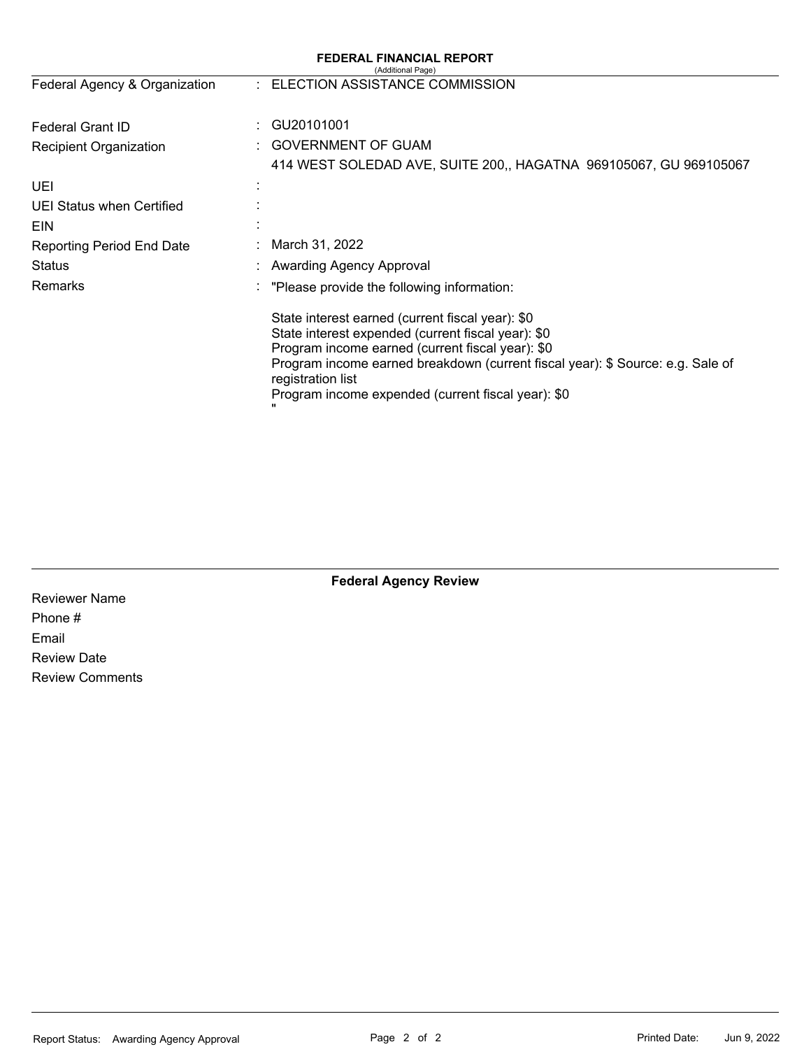## FEDERAL FINANCIAL REPORT

(Additional Page)

| | | |
|---|---|---|
| Federal Agency & Organization | : | ELECTION ASSISTANCE COMMISSION |
| Federal Grant ID | : | GU20101001 |
| Recipient Organization | : | GOVERNMENT OF GUAM<br>414 WEST SOLEDAD AVE, SUITE 200,, HAGATNA 969105067, GU 969105067 |
| UEI | : | |
| UEI Status when Certified | : | |
| EIN | : | |
| Reporting Period End Date | : | March 31, 2022 |
| Status | : | Awarding Agency Approval |
| Remarks | : | "Please provide the following information:<br><br>State interest earned (current fiscal year): $0<br>State interest expended (current fiscal year): $0<br>Program income earned (current fiscal year): $0<br>Program income earned breakdown (current fiscal year): $ Source: e.g. Sale of registration list<br>Program income expended (current fiscal year): $0<br>" |

### Federal Agency Review

Reviewer Name

Phone #

Email

Review Date

Review Comments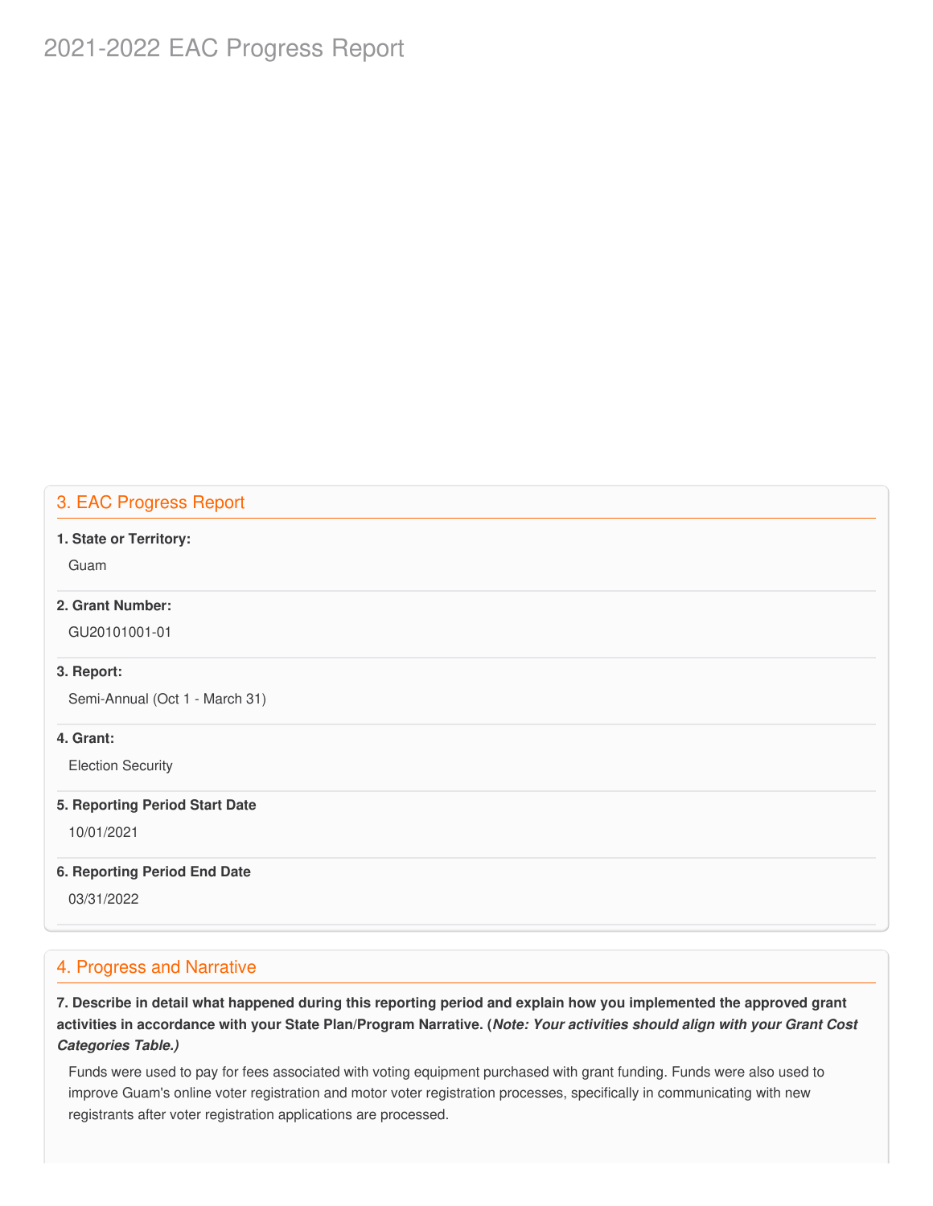# 2021-2022 EAC Progress Report

## 3. EAC Progress Report

**1. State or Territory:**

Guam

**2. Grant Number:**

GU20101001-01

**3. Report:**

Semi-Annual (Oct 1 - March 31)

**4. Grant:**

Election Security

**5. Reporting Period Start Date**

10/01/2021

**6. Reporting Period End Date**

03/31/2022

## 4. Progress and Narrative

**7. Describe in detail what happened during this reporting period and explain how you implemented the approved grant activities in accordance with your State Plan/Program Narrative. (*Note: Your activities should align with your Grant Cost Categories Table.)***

Funds were used to pay for fees associated with voting equipment purchased with grant funding. Funds were also used to improve Guam's online voter registration and motor voter registration processes, specifically in communicating with new registrants after voter registration applications are processed.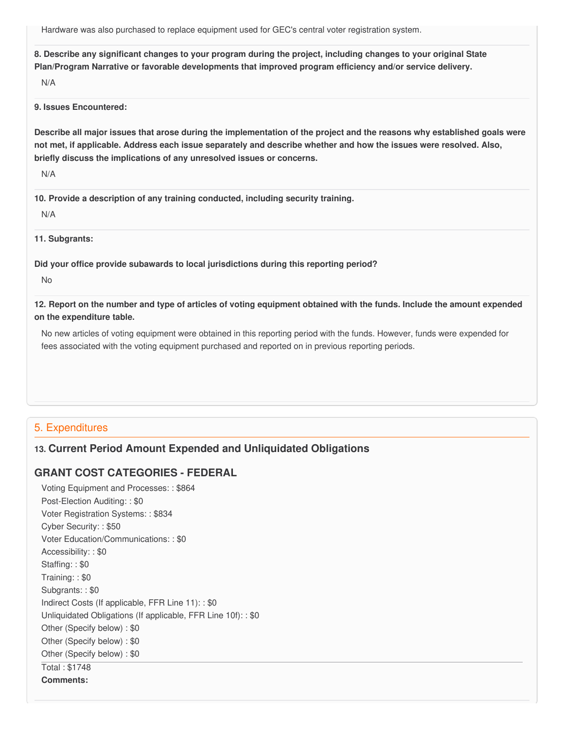Hardware was also purchased to replace equipment used for GEC's central voter registration system.

**8. Describe any significant changes to your program during the project, including changes to your original State Plan/Program Narrative or favorable developments that improved program efficiency and/or service delivery.**

N/A

**9. Issues Encountered:**

**Describe all major issues that arose during the implementation of the project and the reasons why established goals were not met, if applicable. Address each issue separately and describe whether and how the issues were resolved. Also, briefly discuss the implications of any unresolved issues or concerns.**

N/A

**10. Provide a description of any training conducted, including security training.**

N/A

**11. Subgrants:**

**Did your office provide subawards to local jurisdictions during this reporting period?**

No

**12. Report on the number and type of articles of voting equipment obtained with the funds. Include the amount expended on the expenditure table.**

No new articles of voting equipment were obtained in this reporting period with the funds. However, funds were expended for fees associated with the voting equipment purchased and reported on in previous reporting periods.

## 5. Expenditures

### 13. Current Period Amount Expended and Unliquidated Obligations

### GRANT COST CATEGORIES - FEDERAL

Voting Equipment and Processes: : $864
Post-Election Auditing: : $0
Voter Registration Systems: : $834
Cyber Security: : $50
Voter Education/Communications: : $0
Accessibility: : $0
Staffing: : $0
Training: : $0
Subgrants: : $0
Indirect Costs (If applicable, FFR Line 11): : $0
Unliquidated Obligations (If applicable, FFR Line 10f): : $0
Other (Specify below) : $0
Other (Specify below) : $0
Other (Specify below) : $0

Total : $1748

**Comments:**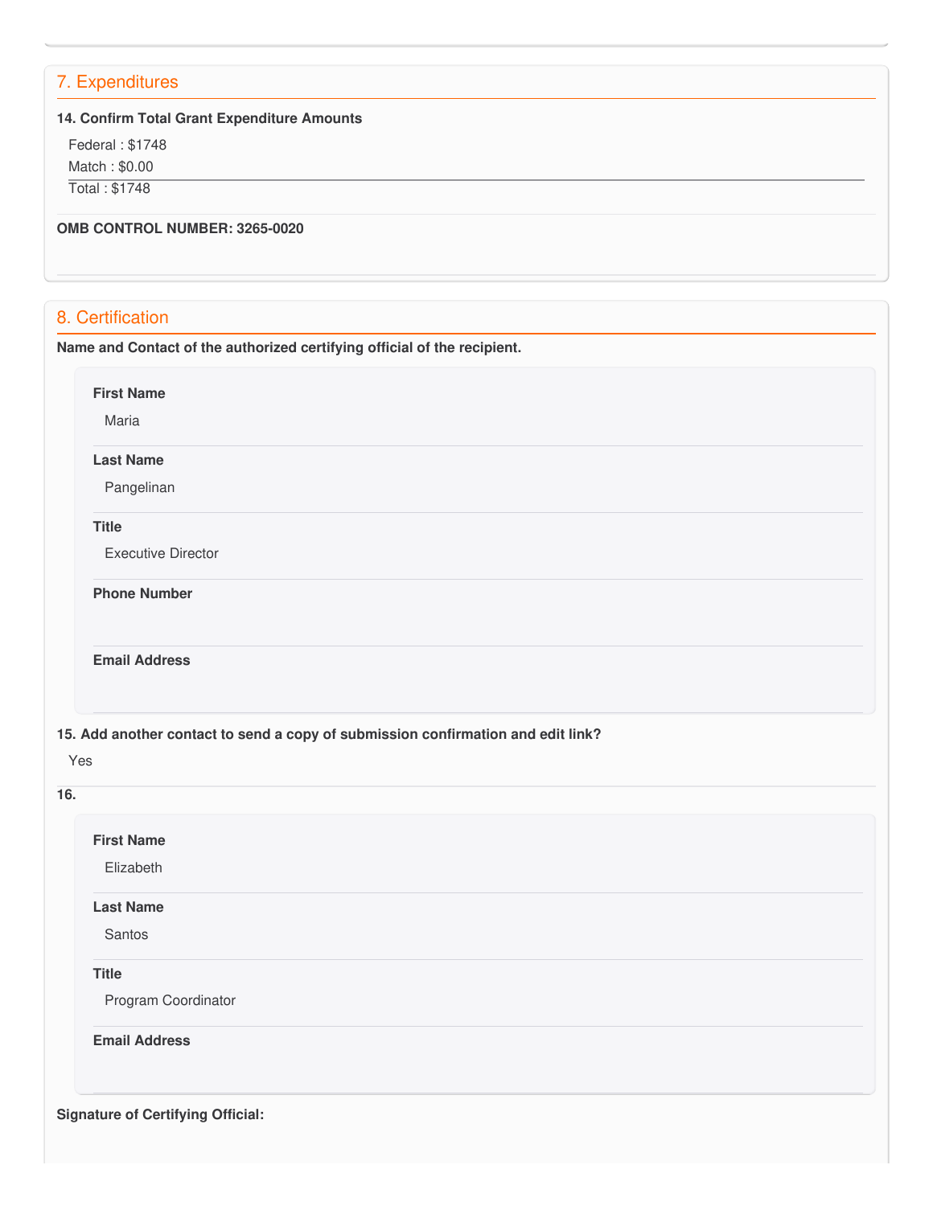## 7. Expenditures

**14. Confirm Total Grant Expenditure Amounts**

Federal : $1748

Match : $0.00

Total : $1748

**OMB CONTROL NUMBER: 3265-0020**

## 8. Certification

**Name and Contact of the authorized certifying official of the recipient.**

**First Name**

Maria

**Last Name**

Pangelinan

**Title**

Executive Director

**Phone Number**

**Email Address**

**15. Add another contact to send a copy of submission confirmation and edit link?**

Yes

**16.**

**First Name**

Elizabeth

**Last Name**

Santos

**Title**

Program Coordinator

**Email Address**

**Signature of Certifying Official:**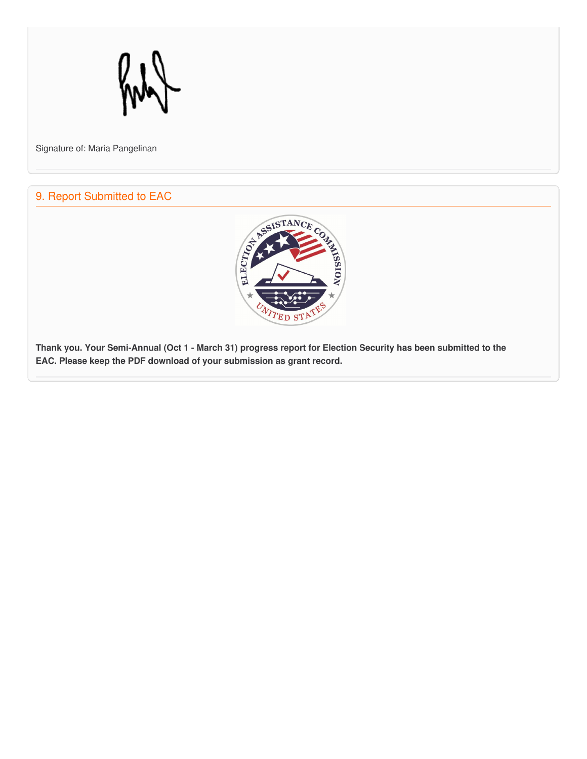Signature of: Maria Pangelinan

## 9. Report Submitted to EAC

**Thank you. Your Semi-Annual (Oct 1 - March 31) progress report for Election Security has been submitted to the EAC. Please keep the PDF download of your submission as grant record.**